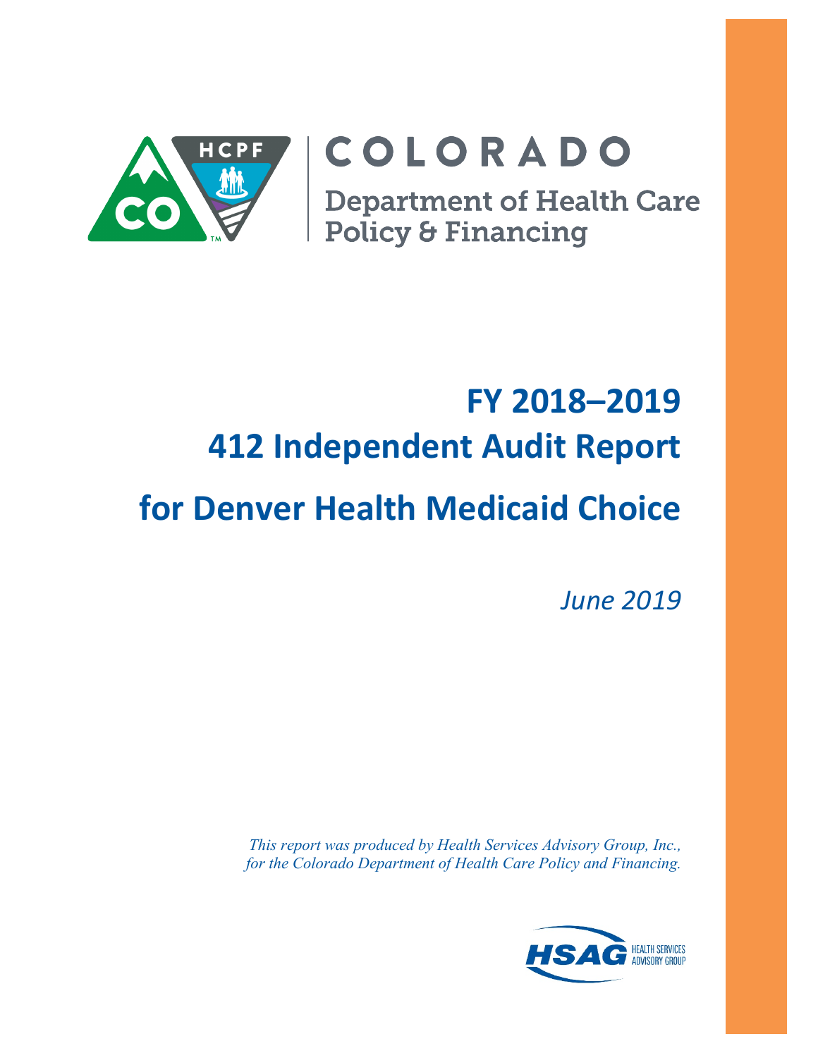COLORADO

Department of Health Care Policy & Financing

# FY 2018–2019
# 412 Independent Audit Report
# for Denver Health Medicaid Choice

*June 2019*

*This report was produced by Health Services Advisory Group, Inc., for the Colorado Department of Health Care Policy and Financing.*

HSAG HEALTH SERVICES ADVISORY GROUP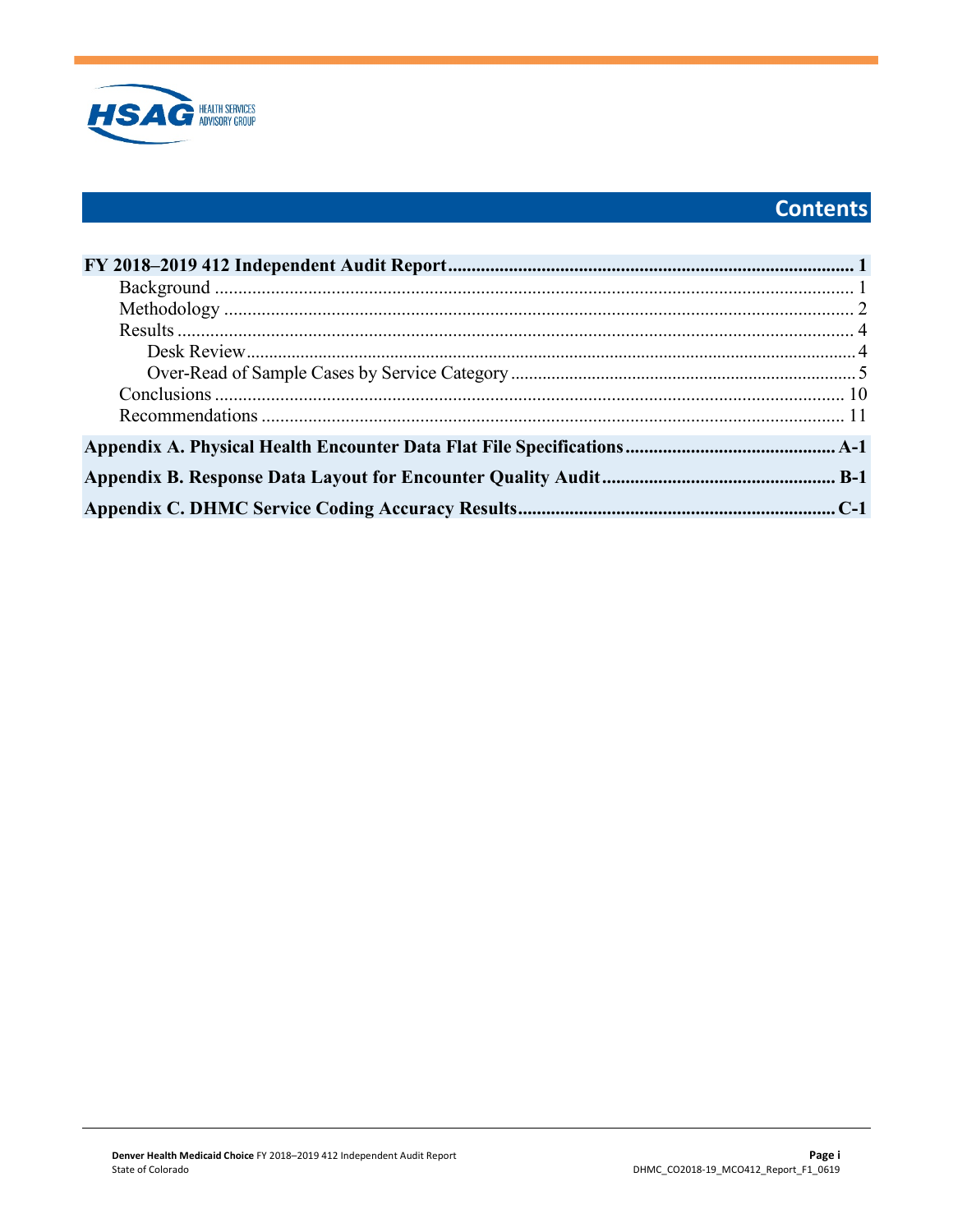# Contents

**FY 2018–2019 412 Independent Audit Report** ..................................................... **1**

- Background ..................................................... 1
- Methodology ..................................................... 2
- Results ..................................................... 4
  - Desk Review ..................................................... 4
  - Over-Read of Sample Cases by Service Category ..................................................... 5
- Conclusions ..................................................... 10
- Recommendations ..................................................... 11

**Appendix A. Physical Health Encounter Data Flat File Specifications** ..................................................... **A-1**

**Appendix B. Response Data Layout for Encounter Quality Audit** ..................................................... **B-1**

**Appendix C. DHMC Service Coding Accuracy Results** ..................................................... **C-1**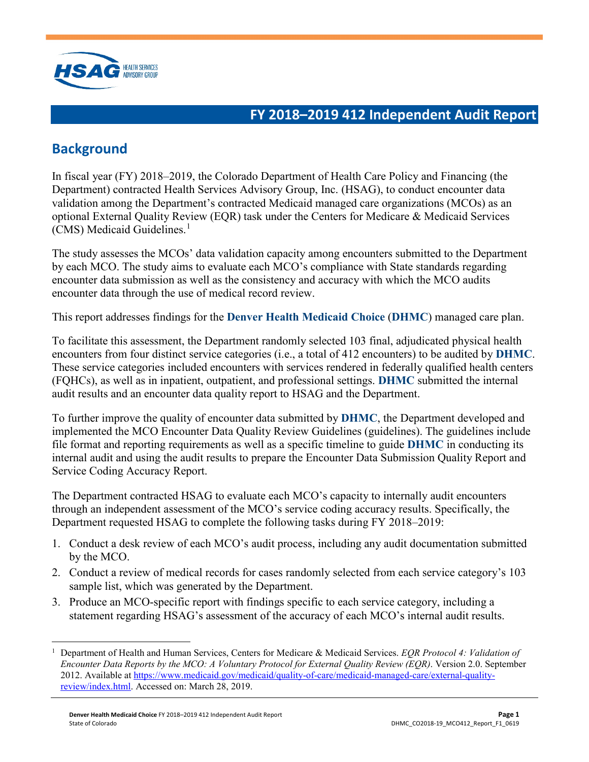# FY 2018–2019 412 Independent Audit Report

## Background

In fiscal year (FY) 2018–2019, the Colorado Department of Health Care Policy and Financing (the Department) contracted Health Services Advisory Group, Inc. (HSAG), to conduct encounter data validation among the Department's contracted Medicaid managed care organizations (MCOs) as an optional External Quality Review (EQR) task under the Centers for Medicare & Medicaid Services (CMS) Medicaid Guidelines.[1]

The study assesses the MCOs' data validation capacity among encounters submitted to the Department by each MCO. The study aims to evaluate each MCO's compliance with State standards regarding encounter data submission as well as the consistency and accuracy with which the MCO audits encounter data through the use of medical record review.

This report addresses findings for the **Denver Health Medicaid Choice** (**DHMC**) managed care plan.

To facilitate this assessment, the Department randomly selected 103 final, adjudicated physical health encounters from four distinct service categories (i.e., a total of 412 encounters) to be audited by **DHMC**. These service categories included encounters with services rendered in federally qualified health centers (FQHCs), as well as in inpatient, outpatient, and professional settings. **DHMC** submitted the internal audit results and an encounter data quality report to HSAG and the Department.

To further improve the quality of encounter data submitted by **DHMC**, the Department developed and implemented the MCO Encounter Data Quality Review Guidelines (guidelines). The guidelines include file format and reporting requirements as well as a specific timeline to guide **DHMC** in conducting its internal audit and using the audit results to prepare the Encounter Data Submission Quality Report and Service Coding Accuracy Report.

The Department contracted HSAG to evaluate each MCO's capacity to internally audit encounters through an independent assessment of the MCO's service coding accuracy results. Specifically, the Department requested HSAG to complete the following tasks during FY 2018–2019:

1. Conduct a desk review of each MCO's audit process, including any audit documentation submitted by the MCO.
2. Conduct a review of medical records for cases randomly selected from each service category's 103 sample list, which was generated by the Department.
3. Produce an MCO-specific report with findings specific to each service category, including a statement regarding HSAG's assessment of the accuracy of each MCO's internal audit results.

---

[1] Department of Health and Human Services, Centers for Medicare & Medicaid Services. *EQR Protocol 4: Validation of Encounter Data Reports by the MCO: A Voluntary Protocol for External Quality Review (EQR)*. Version 2.0. September 2012. Available at https://www.medicaid.gov/medicaid/quality-of-care/medicaid-managed-care/external-quality-review/index.html. Accessed on: March 28, 2019.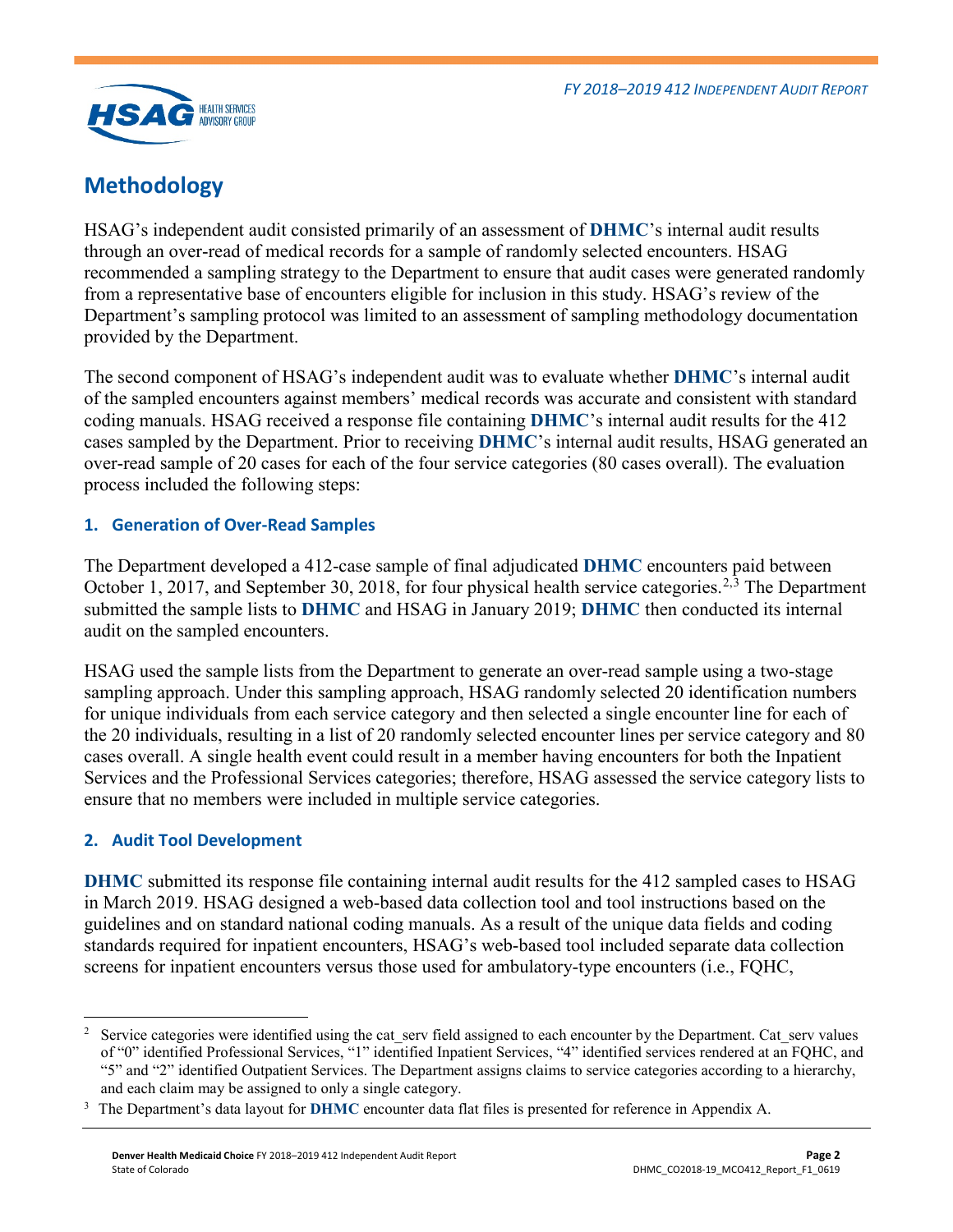## Methodology

HSAG's independent audit consisted primarily of an assessment of **DHMC**'s internal audit results through an over-read of medical records for a sample of randomly selected encounters. HSAG recommended a sampling strategy to the Department to ensure that audit cases were generated randomly from a representative base of encounters eligible for inclusion in this study. HSAG's review of the Department's sampling protocol was limited to an assessment of sampling methodology documentation provided by the Department.

The second component of HSAG's independent audit was to evaluate whether **DHMC**'s internal audit of the sampled encounters against members' medical records was accurate and consistent with standard coding manuals. HSAG received a response file containing **DHMC**'s internal audit results for the 412 cases sampled by the Department. Prior to receiving **DHMC**'s internal audit results, HSAG generated an over-read sample of 20 cases for each of the four service categories (80 cases overall). The evaluation process included the following steps:

### 1. Generation of Over-Read Samples

The Department developed a 412-case sample of final adjudicated **DHMC** encounters paid between October 1, 2017, and September 30, 2018, for four physical health service categories.[2,3] The Department submitted the sample lists to **DHMC** and HSAG in January 2019; **DHMC** then conducted its internal audit on the sampled encounters.

HSAG used the sample lists from the Department to generate an over-read sample using a two-stage sampling approach. Under this sampling approach, HSAG randomly selected 20 identification numbers for unique individuals from each service category and then selected a single encounter line for each of the 20 individuals, resulting in a list of 20 randomly selected encounter lines per service category and 80 cases overall. A single health event could result in a member having encounters for both the Inpatient Services and the Professional Services categories; therefore, HSAG assessed the service category lists to ensure that no members were included in multiple service categories.

### 2. Audit Tool Development

**DHMC** submitted its response file containing internal audit results for the 412 sampled cases to HSAG in March 2019. HSAG designed a web-based data collection tool and tool instructions based on the guidelines and on standard national coding manuals. As a result of the unique data fields and coding standards required for inpatient encounters, HSAG's web-based tool included separate data collection screens for inpatient encounters versus those used for ambulatory-type encounters (i.e., FQHC,

---

[2] Service categories were identified using the cat_serv field assigned to each encounter by the Department. Cat_serv values of "0" identified Professional Services, "1" identified Inpatient Services, "4" identified services rendered at an FQHC, and "5" and "2" identified Outpatient Services. The Department assigns claims to service categories according to a hierarchy, and each claim may be assigned to only a single category.

[3] The Department's data layout for **DHMC** encounter data flat files is presented for reference in Appendix A.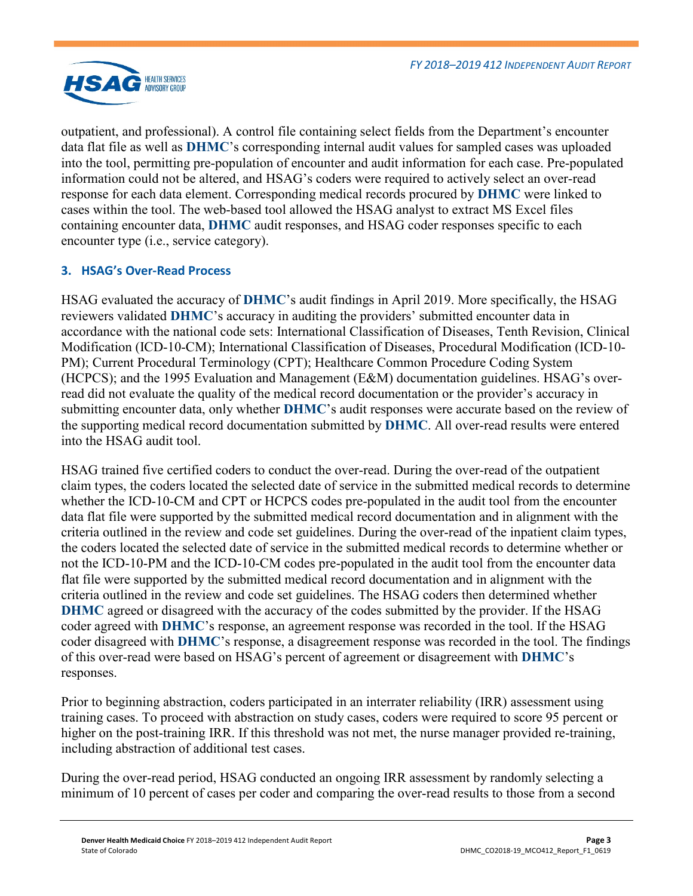outpatient, and professional). A control file containing select fields from the Department's encounter data flat file as well as **DHMC**'s corresponding internal audit values for sampled cases was uploaded into the tool, permitting pre-population of encounter and audit information for each case. Pre-populated information could not be altered, and HSAG's coders were required to actively select an over-read response for each data element. Corresponding medical records procured by **DHMC** were linked to cases within the tool. The web-based tool allowed the HSAG analyst to extract MS Excel files containing encounter data, **DHMC** audit responses, and HSAG coder responses specific to each encounter type (i.e., service category).

### 3. HSAG's Over-Read Process

HSAG evaluated the accuracy of **DHMC**'s audit findings in April 2019. More specifically, the HSAG reviewers validated **DHMC**'s accuracy in auditing the providers' submitted encounter data in accordance with the national code sets: International Classification of Diseases, Tenth Revision, Clinical Modification (ICD-10-CM); International Classification of Diseases, Procedural Modification (ICD-10-PM); Current Procedural Terminology (CPT); Healthcare Common Procedure Coding System (HCPCS); and the 1995 Evaluation and Management (E&M) documentation guidelines. HSAG's over-read did not evaluate the quality of the medical record documentation or the provider's accuracy in submitting encounter data, only whether **DHMC**'s audit responses were accurate based on the review of the supporting medical record documentation submitted by **DHMC**. All over-read results were entered into the HSAG audit tool.

HSAG trained five certified coders to conduct the over-read. During the over-read of the outpatient claim types, the coders located the selected date of service in the submitted medical records to determine whether the ICD-10-CM and CPT or HCPCS codes pre-populated in the audit tool from the encounter data flat file were supported by the submitted medical record documentation and in alignment with the criteria outlined in the review and code set guidelines. During the over-read of the inpatient claim types, the coders located the selected date of service in the submitted medical records to determine whether or not the ICD-10-PM and the ICD-10-CM codes pre-populated in the audit tool from the encounter data flat file were supported by the submitted medical record documentation and in alignment with the criteria outlined in the review and code set guidelines. The HSAG coders then determined whether **DHMC** agreed or disagreed with the accuracy of the codes submitted by the provider. If the HSAG coder agreed with **DHMC**'s response, an agreement response was recorded in the tool. If the HSAG coder disagreed with **DHMC**'s response, a disagreement response was recorded in the tool. The findings of this over-read were based on HSAG's percent of agreement or disagreement with **DHMC**'s responses.

Prior to beginning abstraction, coders participated in an interrater reliability (IRR) assessment using training cases. To proceed with abstraction on study cases, coders were required to score 95 percent or higher on the post-training IRR. If this threshold was not met, the nurse manager provided re-training, including abstraction of additional test cases.

During the over-read period, HSAG conducted an ongoing IRR assessment by randomly selecting a minimum of 10 percent of cases per coder and comparing the over-read results to those from a second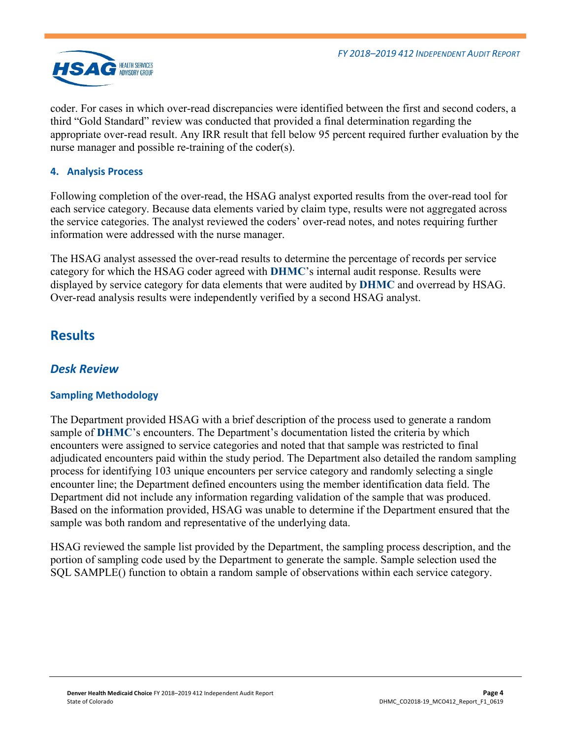coder. For cases in which over-read discrepancies were identified between the first and second coders, a third "Gold Standard" review was conducted that provided a final determination regarding the appropriate over-read result. Any IRR result that fell below 95 percent required further evaluation by the nurse manager and possible re-training of the coder(s).

#### 4. Analysis Process

Following completion of the over-read, the HSAG analyst exported results from the over-read tool for each service category. Because data elements varied by claim type, results were not aggregated across the service categories. The analyst reviewed the coders' over-read notes, and notes requiring further information were addressed with the nurse manager.

The HSAG analyst assessed the over-read results to determine the percentage of records per service category for which the HSAG coder agreed with **DHMC**'s internal audit response. Results were displayed by service category for data elements that were audited by **DHMC** and overread by HSAG. Over-read analysis results were independently verified by a second HSAG analyst.

## Results

### *Desk Review*

#### Sampling Methodology

The Department provided HSAG with a brief description of the process used to generate a random sample of **DHMC**'s encounters. The Department's documentation listed the criteria by which encounters were assigned to service categories and noted that that sample was restricted to final adjudicated encounters paid within the study period. The Department also detailed the random sampling process for identifying 103 unique encounters per service category and randomly selecting a single encounter line; the Department defined encounters using the member identification data field. The Department did not include any information regarding validation of the sample that was produced. Based on the information provided, HSAG was unable to determine if the Department ensured that the sample was both random and representative of the underlying data.

HSAG reviewed the sample list provided by the Department, the sampling process description, and the portion of sampling code used by the Department to generate the sample. Sample selection used the SQL SAMPLE() function to obtain a random sample of observations within each service category.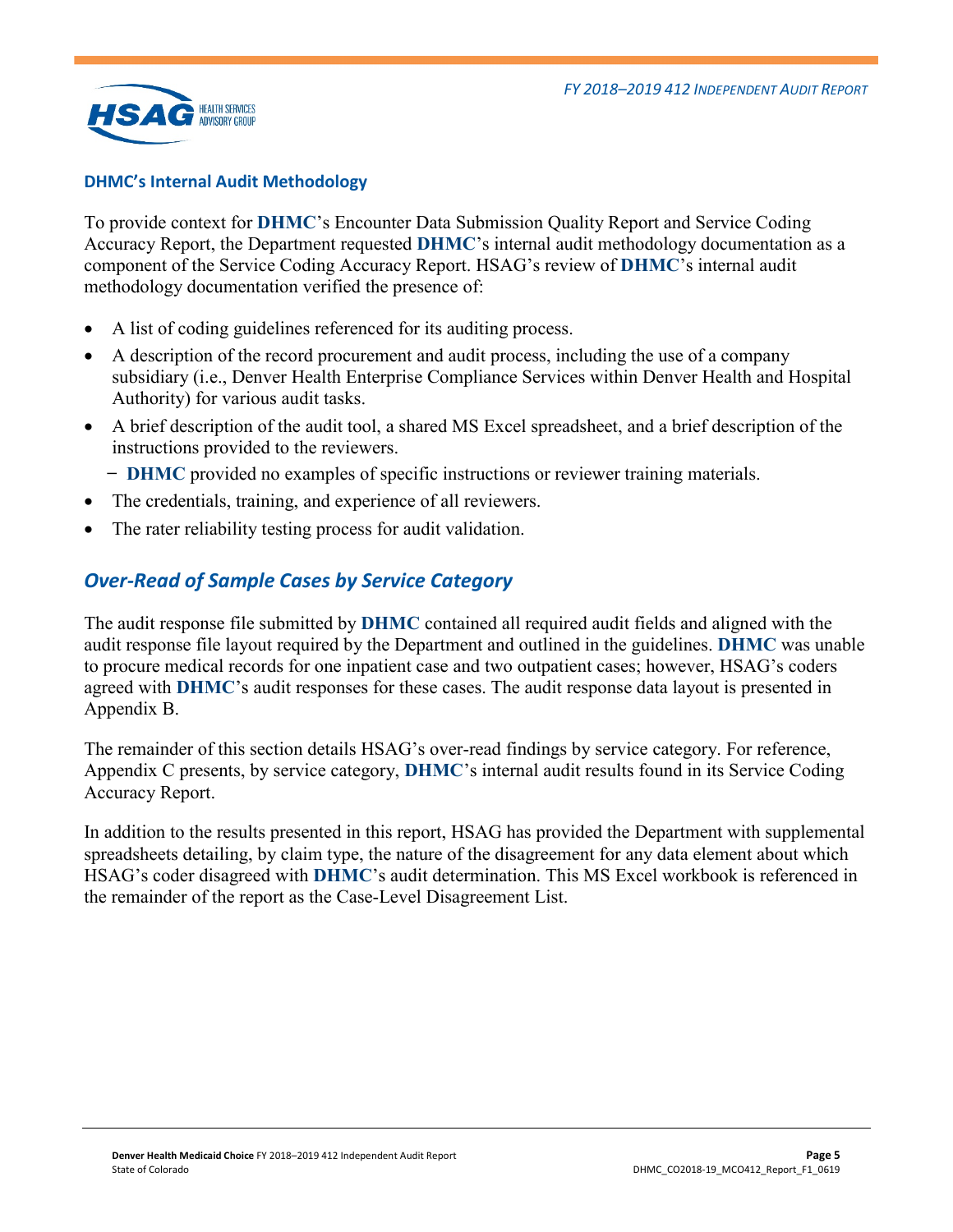### DHMC's Internal Audit Methodology

To provide context for **DHMC**'s Encounter Data Submission Quality Report and Service Coding Accuracy Report, the Department requested **DHMC**'s internal audit methodology documentation as a component of the Service Coding Accuracy Report. HSAG's review of **DHMC**'s internal audit methodology documentation verified the presence of:

- A list of coding guidelines referenced for its auditing process.
- A description of the record procurement and audit process, including the use of a company subsidiary (i.e., Denver Health Enterprise Compliance Services within Denver Health and Hospital Authority) for various audit tasks.
- A brief description of the audit tool, a shared MS Excel spreadsheet, and a brief description of the instructions provided to the reviewers.
  - **DHMC** provided no examples of specific instructions or reviewer training materials.
- The credentials, training, and experience of all reviewers.
- The rater reliability testing process for audit validation.

## *Over-Read of Sample Cases by Service Category*

The audit response file submitted by **DHMC** contained all required audit fields and aligned with the audit response file layout required by the Department and outlined in the guidelines. **DHMC** was unable to procure medical records for one inpatient case and two outpatient cases; however, HSAG's coders agreed with **DHMC**'s audit responses for these cases. The audit response data layout is presented in Appendix B.

The remainder of this section details HSAG's over-read findings by service category. For reference, Appendix C presents, by service category, **DHMC**'s internal audit results found in its Service Coding Accuracy Report.

In addition to the results presented in this report, HSAG has provided the Department with supplemental spreadsheets detailing, by claim type, the nature of the disagreement for any data element about which HSAG's coder disagreed with **DHMC**'s audit determination. This MS Excel workbook is referenced in the remainder of the report as the Case-Level Disagreement List.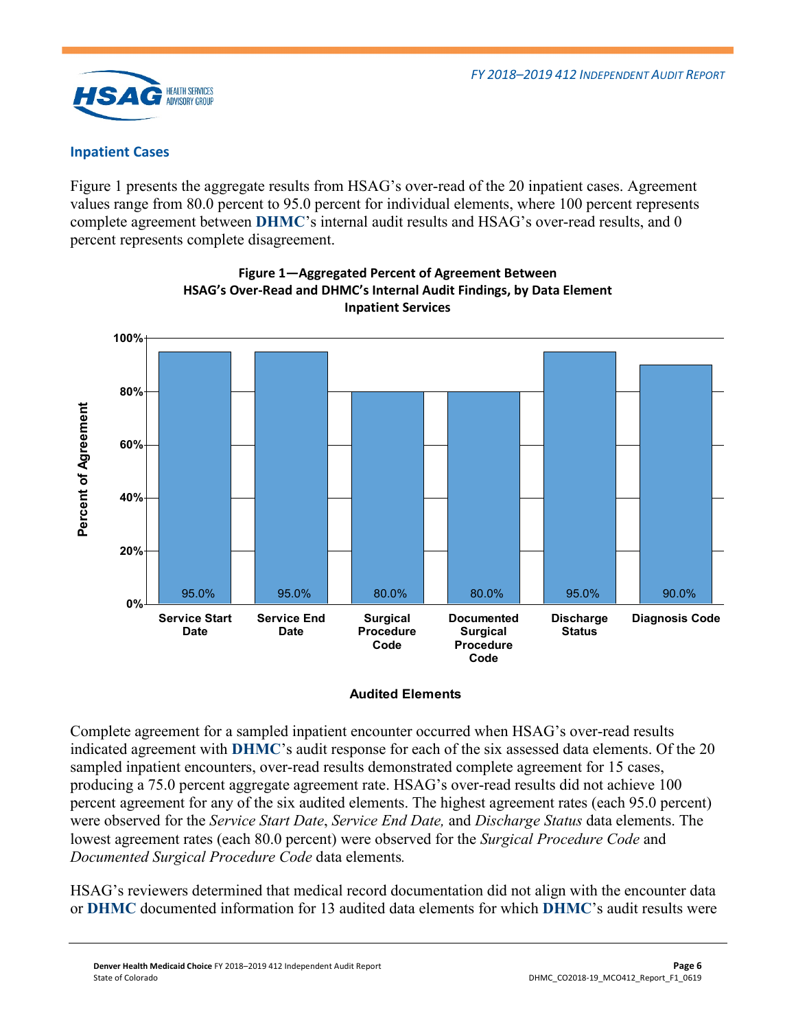### Inpatient Cases

Figure 1 presents the aggregate results from HSAG's over-read of the 20 inpatient cases. Agreement values range from 80.0 percent to 95.0 percent for individual elements, where 100 percent represents complete agreement between **DHMC**'s internal audit results and HSAG's over-read results, and 0 percent represents complete disagreement.

**Figure 1—Aggregated Percent of Agreement Between HSAG's Over-Read and DHMC's Internal Audit Findings, by Data Element Inpatient Services**

| Audited Elements | Percent of Agreement |
|---|---|
| Service Start Date | 95.0% |
| Service End Date | 95.0% |
| Surgical Procedure Code | 80.0% |
| Documented Surgical Procedure Code | 80.0% |
| Discharge Status | 95.0% |
| Diagnosis Code | 90.0% |

Complete agreement for a sampled inpatient encounter occurred when HSAG's over-read results indicated agreement with **DHMC**'s audit response for each of the six assessed data elements. Of the 20 sampled inpatient encounters, over-read results demonstrated complete agreement for 15 cases, producing a 75.0 percent aggregate agreement rate. HSAG's over-read results did not achieve 100 percent agreement for any of the six audited elements. The highest agreement rates (each 95.0 percent) were observed for the *Service Start Date*, *Service End Date,* and *Discharge Status* data elements. The lowest agreement rates (each 80.0 percent) were observed for the *Surgical Procedure Code* and *Documented Surgical Procedure Code* data elements*.*

HSAG's reviewers determined that medical record documentation did not align with the encounter data or **DHMC** documented information for 13 audited data elements for which **DHMC**'s audit results were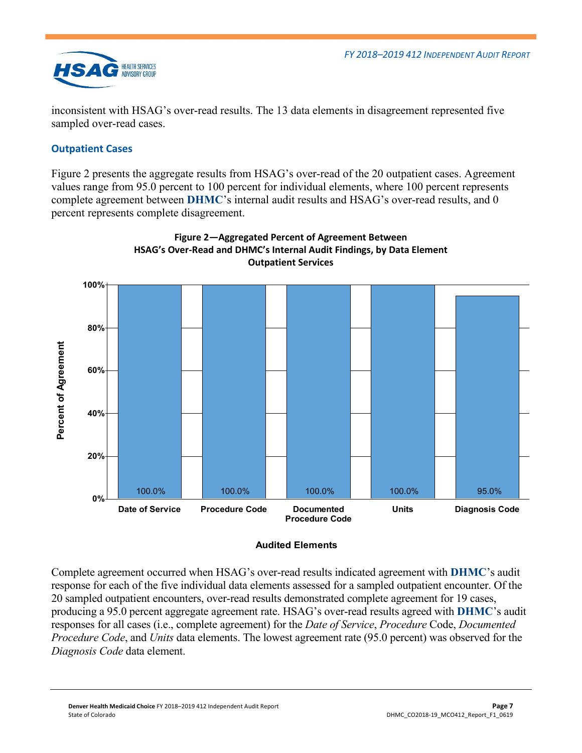inconsistent with HSAG's over-read results. The 13 data elements in disagreement represented five sampled over-read cases.

### Outpatient Cases

Figure 2 presents the aggregate results from HSAG's over-read of the 20 outpatient cases. Agreement values range from 95.0 percent to 100 percent for individual elements, where 100 percent represents complete agreement between **DHMC**'s internal audit results and HSAG's over-read results, and 0 percent represents complete disagreement.

**Figure 2—Aggregated Percent of Agreement Between HSAG's Over-Read and DHMC's Internal Audit Findings, by Data Element Outpatient Services**

| Audited Elements | Percent of Agreement |
|---|---|
| Date of Service | 100.0% |
| Procedure Code | 100.0% |
| Documented Procedure Code | 100.0% |
| Units | 100.0% |
| Diagnosis Code | 95.0% |

Complete agreement occurred when HSAG's over-read results indicated agreement with **DHMC**'s audit response for each of the five individual data elements assessed for a sampled outpatient encounter. Of the 20 sampled outpatient encounters, over-read results demonstrated complete agreement for 19 cases, producing a 95.0 percent aggregate agreement rate. HSAG's over-read results agreed with **DHMC**'s audit responses for all cases (i.e., complete agreement) for the *Date of Service*, *Procedure* Code, *Documented Procedure Code*, and *Units* data elements. The lowest agreement rate (95.0 percent) was observed for the *Diagnosis Code* data element.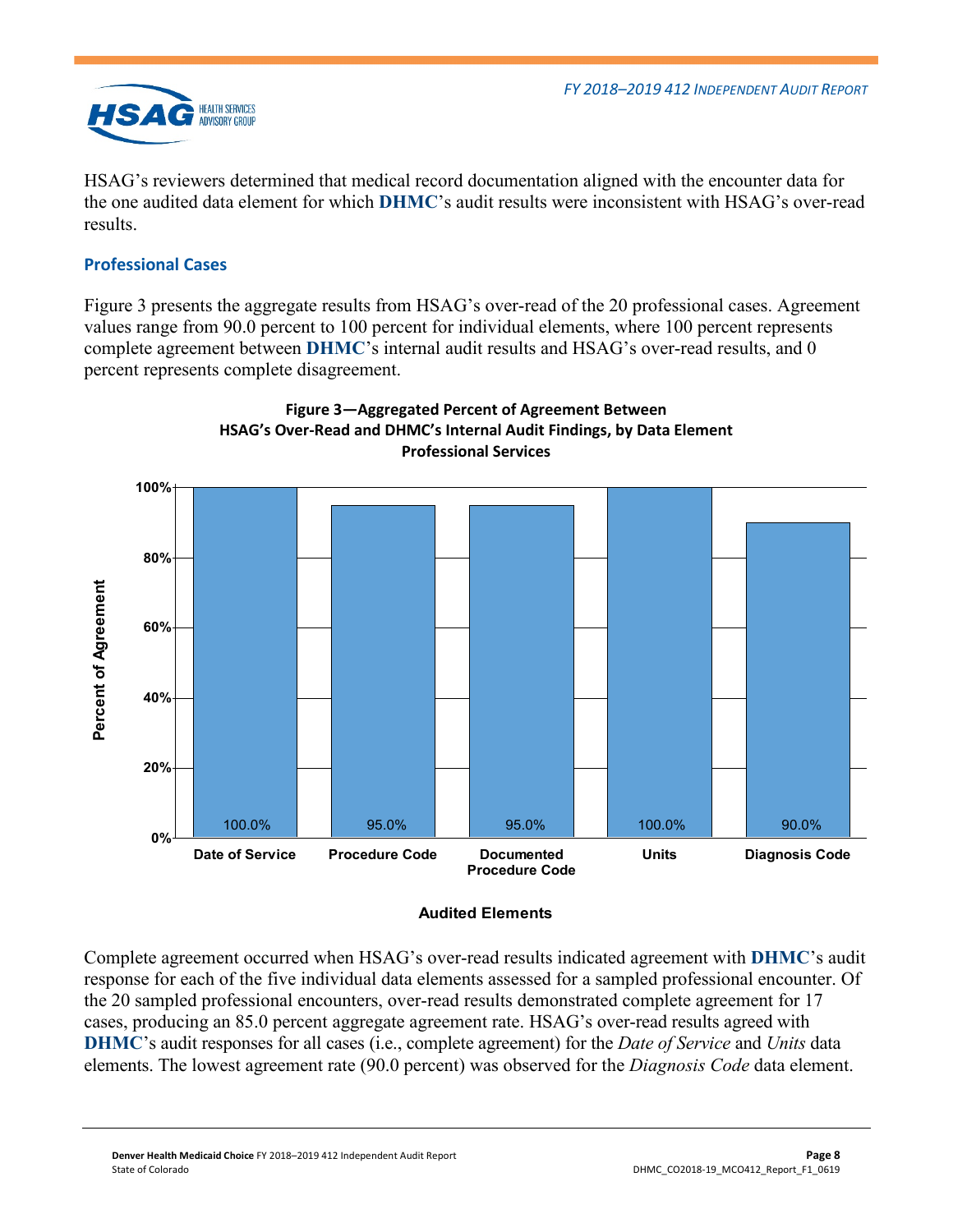HSAG's reviewers determined that medical record documentation aligned with the encounter data for the one audited data element for which **DHMC**'s audit results were inconsistent with HSAG's over-read results.

### Professional Cases

Figure 3 presents the aggregate results from HSAG's over-read of the 20 professional cases. Agreement values range from 90.0 percent to 100 percent for individual elements, where 100 percent represents complete agreement between **DHMC**'s internal audit results and HSAG's over-read results, and 0 percent represents complete disagreement.

**Figure 3—Aggregated Percent of Agreement Between HSAG's Over-Read and DHMC's Internal Audit Findings, by Data Element Professional Services**

| Audited Elements | Percent of Agreement |
|---|---|
| Date of Service | 100.0% |
| Procedure Code | 95.0% |
| Documented Procedure Code | 95.0% |
| Units | 100.0% |
| Diagnosis Code | 90.0% |

Complete agreement occurred when HSAG's over-read results indicated agreement with **DHMC**'s audit response for each of the five individual data elements assessed for a sampled professional encounter. Of the 20 sampled professional encounters, over-read results demonstrated complete agreement for 17 cases, producing an 85.0 percent aggregate agreement rate. HSAG's over-read results agreed with **DHMC**'s audit responses for all cases (i.e., complete agreement) for the *Date of Service* and *Units* data elements. The lowest agreement rate (90.0 percent) was observed for the *Diagnosis Code* data element.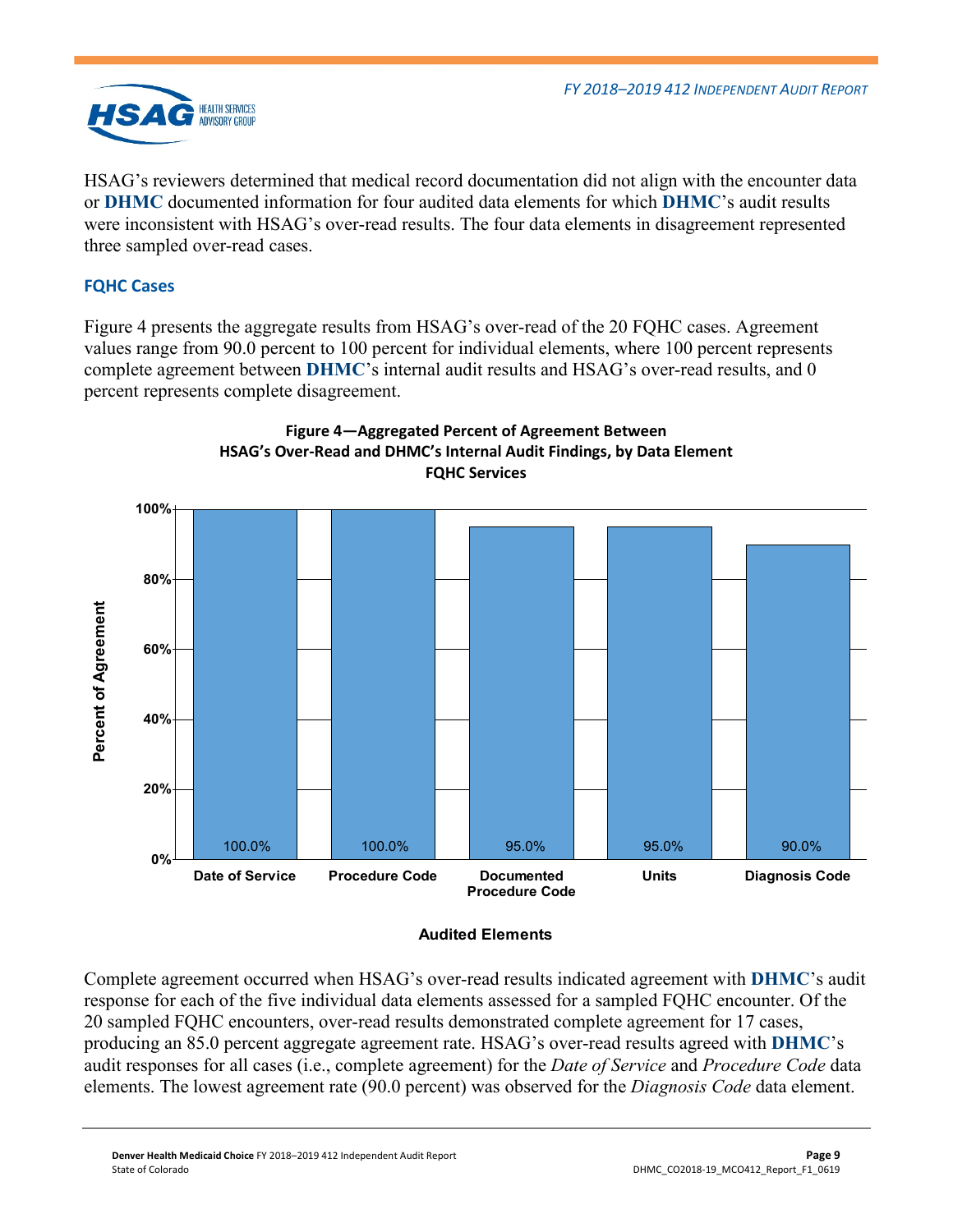HSAG's reviewers determined that medical record documentation did not align with the encounter data or **DHMC** documented information for four audited data elements for which **DHMC**'s audit results were inconsistent with HSAG's over-read results. The four data elements in disagreement represented three sampled over-read cases.

### FQHC Cases

Figure 4 presents the aggregate results from HSAG's over-read of the 20 FQHC cases. Agreement values range from 90.0 percent to 100 percent for individual elements, where 100 percent represents complete agreement between **DHMC**'s internal audit results and HSAG's over-read results, and 0 percent represents complete disagreement.

**Figure 4—Aggregated Percent of Agreement Between HSAG's Over-Read and DHMC's Internal Audit Findings, by Data Element FQHC Services**

| Audited Elements | Percent of Agreement |
|---|---|
| Date of Service | 100.0% |
| Procedure Code | 100.0% |
| Documented Procedure Code | 95.0% |
| Units | 95.0% |
| Diagnosis Code | 90.0% |

Complete agreement occurred when HSAG's over-read results indicated agreement with **DHMC**'s audit response for each of the five individual data elements assessed for a sampled FQHC encounter. Of the 20 sampled FQHC encounters, over-read results demonstrated complete agreement for 17 cases, producing an 85.0 percent aggregate agreement rate. HSAG's over-read results agreed with **DHMC**'s audit responses for all cases (i.e., complete agreement) for the *Date of Service* and *Procedure Code* data elements. The lowest agreement rate (90.0 percent) was observed for the *Diagnosis Code* data element.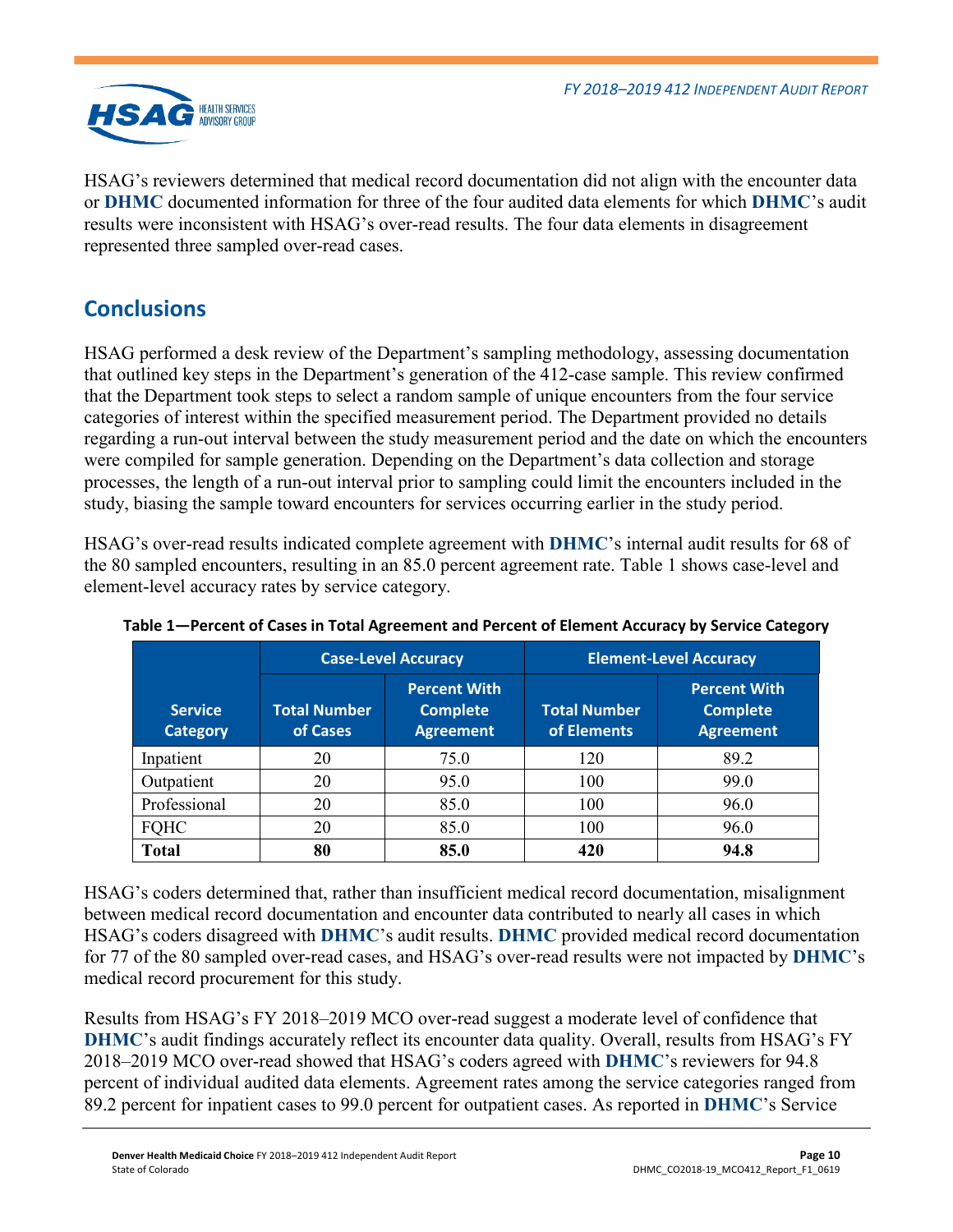HSAG's reviewers determined that medical record documentation did not align with the encounter data or **DHMC** documented information for three of the four audited data elements for which **DHMC**'s audit results were inconsistent with HSAG's over-read results. The four data elements in disagreement represented three sampled over-read cases.

## Conclusions

HSAG performed a desk review of the Department's sampling methodology, assessing documentation that outlined key steps in the Department's generation of the 412-case sample. This review confirmed that the Department took steps to select a random sample of unique encounters from the four service categories of interest within the specified measurement period. The Department provided no details regarding a run-out interval between the study measurement period and the date on which the encounters were compiled for sample generation. Depending on the Department's data collection and storage processes, the length of a run-out interval prior to sampling could limit the encounters included in the study, biasing the sample toward encounters for services occurring earlier in the study period.

HSAG's over-read results indicated complete agreement with **DHMC**'s internal audit results for 68 of the 80 sampled encounters, resulting in an 85.0 percent agreement rate. Table 1 shows case-level and element-level accuracy rates by service category.

**Table 1—Percent of Cases in Total Agreement and Percent of Element Accuracy by Service Category**

| Service Category | Case-Level Accuracy | | Element-Level Accuracy | |
|---|---|---|---|---|
| | Total Number of Cases | Percent With Complete Agreement | Total Number of Elements | Percent With Complete Agreement |
| Inpatient | 20 | 75.0 | 120 | 89.2 |
| Outpatient | 20 | 95.0 | 100 | 99.0 |
| Professional | 20 | 85.0 | 100 | 96.0 |
| FQHC | 20 | 85.0 | 100 | 96.0 |
| **Total** | **80** | **85.0** | **420** | **94.8** |

HSAG's coders determined that, rather than insufficient medical record documentation, misalignment between medical record documentation and encounter data contributed to nearly all cases in which HSAG's coders disagreed with **DHMC**'s audit results. **DHMC** provided medical record documentation for 77 of the 80 sampled over-read cases, and HSAG's over-read results were not impacted by **DHMC**'s medical record procurement for this study.

Results from HSAG's FY 2018–2019 MCO over-read suggest a moderate level of confidence that **DHMC**'s audit findings accurately reflect its encounter data quality. Overall, results from HSAG's FY 2018–2019 MCO over-read showed that HSAG's coders agreed with **DHMC**'s reviewers for 94.8 percent of individual audited data elements. Agreement rates among the service categories ranged from 89.2 percent for inpatient cases to 99.0 percent for outpatient cases. As reported in **DHMC**'s Service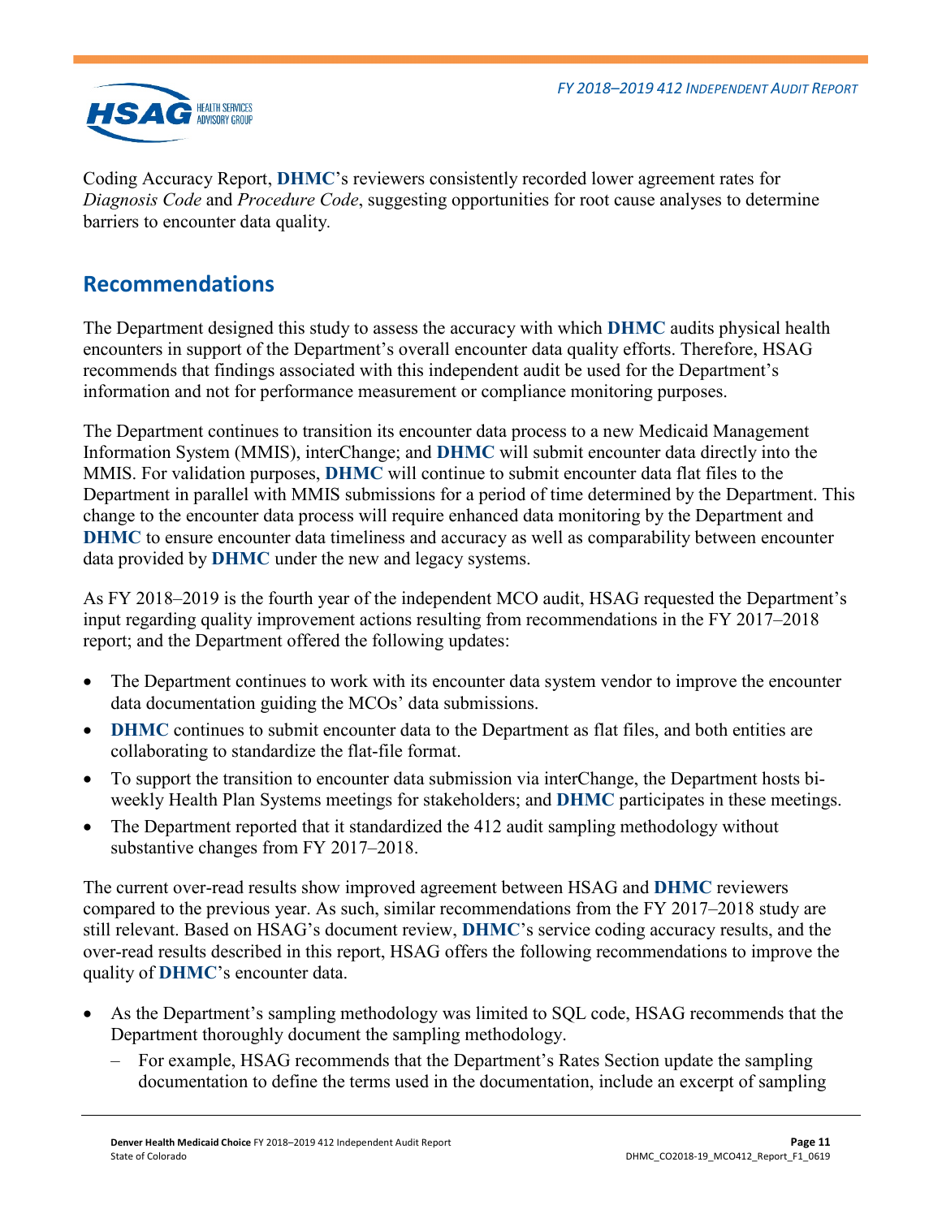Coding Accuracy Report, **DHMC**'s reviewers consistently recorded lower agreement rates for *Diagnosis Code* and *Procedure Code*, suggesting opportunities for root cause analyses to determine barriers to encounter data quality.

## Recommendations

The Department designed this study to assess the accuracy with which **DHMC** audits physical health encounters in support of the Department's overall encounter data quality efforts. Therefore, HSAG recommends that findings associated with this independent audit be used for the Department's information and not for performance measurement or compliance monitoring purposes.

The Department continues to transition its encounter data process to a new Medicaid Management Information System (MMIS), interChange; and **DHMC** will submit encounter data directly into the MMIS. For validation purposes, **DHMC** will continue to submit encounter data flat files to the Department in parallel with MMIS submissions for a period of time determined by the Department. This change to the encounter data process will require enhanced data monitoring by the Department and **DHMC** to ensure encounter data timeliness and accuracy as well as comparability between encounter data provided by **DHMC** under the new and legacy systems.

As FY 2018–2019 is the fourth year of the independent MCO audit, HSAG requested the Department's input regarding quality improvement actions resulting from recommendations in the FY 2017–2018 report; and the Department offered the following updates:

- The Department continues to work with its encounter data system vendor to improve the encounter data documentation guiding the MCOs' data submissions.
- **DHMC** continues to submit encounter data to the Department as flat files, and both entities are collaborating to standardize the flat-file format.
- To support the transition to encounter data submission via interChange, the Department hosts bi-weekly Health Plan Systems meetings for stakeholders; and **DHMC** participates in these meetings.
- The Department reported that it standardized the 412 audit sampling methodology without substantive changes from FY 2017–2018.

The current over-read results show improved agreement between HSAG and **DHMC** reviewers compared to the previous year. As such, similar recommendations from the FY 2017–2018 study are still relevant. Based on HSAG's document review, **DHMC**'s service coding accuracy results, and the over-read results described in this report, HSAG offers the following recommendations to improve the quality of **DHMC**'s encounter data.

- As the Department's sampling methodology was limited to SQL code, HSAG recommends that the Department thoroughly document the sampling methodology.
  - For example, HSAG recommends that the Department's Rates Section update the sampling documentation to define the terms used in the documentation, include an excerpt of sampling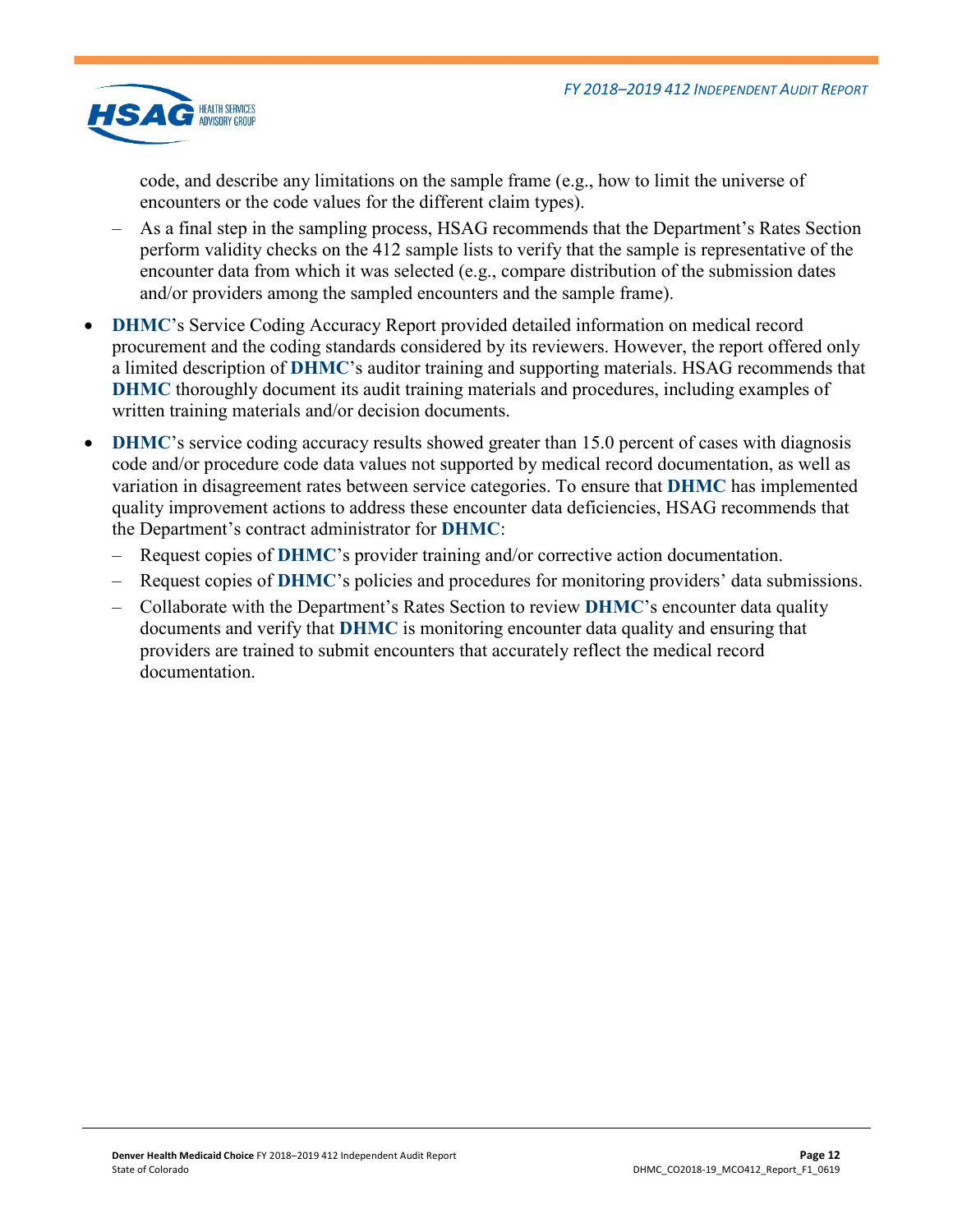code, and describe any limitations on the sample frame (e.g., how to limit the universe of encounters or the code values for the different claim types).
  - As a final step in the sampling process, HSAG recommends that the Department's Rates Section perform validity checks on the 412 sample lists to verify that the sample is representative of the encounter data from which it was selected (e.g., compare distribution of the submission dates and/or providers among the sampled encounters and the sample frame).
- **DHMC**'s Service Coding Accuracy Report provided detailed information on medical record procurement and the coding standards considered by its reviewers. However, the report offered only a limited description of **DHMC**'s auditor training and supporting materials. HSAG recommends that **DHMC** thoroughly document its audit training materials and procedures, including examples of written training materials and/or decision documents.
- **DHMC**'s service coding accuracy results showed greater than 15.0 percent of cases with diagnosis code and/or procedure code data values not supported by medical record documentation, as well as variation in disagreement rates between service categories. To ensure that **DHMC** has implemented quality improvement actions to address these encounter data deficiencies, HSAG recommends that the Department's contract administrator for **DHMC**:
  - Request copies of **DHMC**'s provider training and/or corrective action documentation.
  - Request copies of **DHMC**'s policies and procedures for monitoring providers' data submissions.
  - Collaborate with the Department's Rates Section to review **DHMC**'s encounter data quality documents and verify that **DHMC** is monitoring encounter data quality and ensuring that providers are trained to submit encounters that accurately reflect the medical record documentation.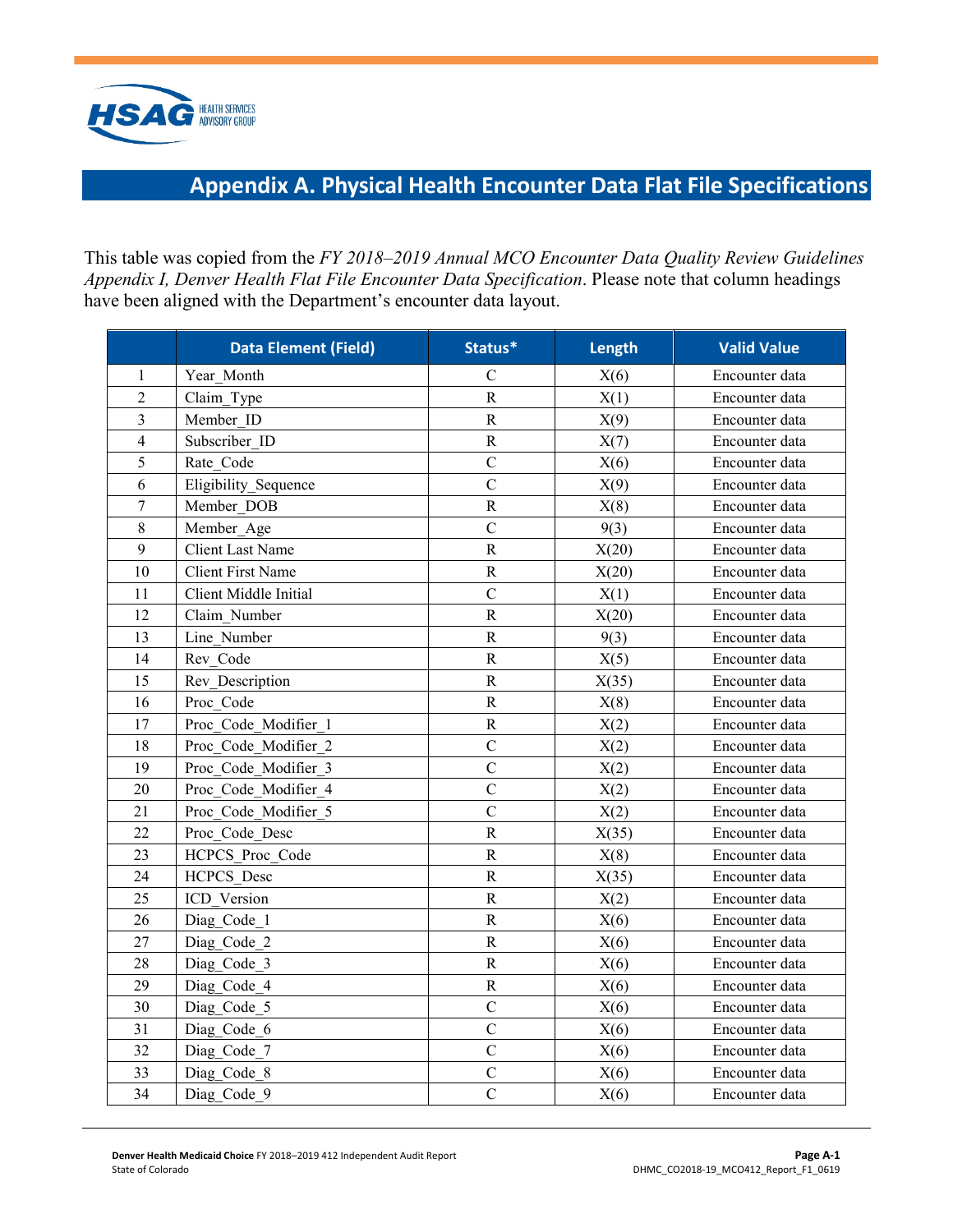# Appendix A. Physical Health Encounter Data Flat File Specifications

This table was copied from the *FY 2018–2019 Annual MCO Encounter Data Quality Review Guidelines Appendix I, Denver Health Flat File Encounter Data Specification*. Please note that column headings have been aligned with the Department's encounter data layout.

| | Data Element (Field) | Status* | Length | Valid Value |
|---|---|---|---|---|
| 1 | Year_Month | C | X(6) | Encounter data |
| 2 | Claim_Type | R | X(1) | Encounter data |
| 3 | Member_ID | R | X(9) | Encounter data |
| 4 | Subscriber_ID | R | X(7) | Encounter data |
| 5 | Rate_Code | C | X(6) | Encounter data |
| 6 | Eligibility_Sequence | C | X(9) | Encounter data |
| 7 | Member_DOB | R | X(8) | Encounter data |
| 8 | Member_Age | C | 9(3) | Encounter data |
| 9 | Client Last Name | R | X(20) | Encounter data |
| 10 | Client First Name | R | X(20) | Encounter data |
| 11 | Client Middle Initial | C | X(1) | Encounter data |
| 12 | Claim_Number | R | X(20) | Encounter data |
| 13 | Line_Number | R | 9(3) | Encounter data |
| 14 | Rev_Code | R | X(5) | Encounter data |
| 15 | Rev_Description | R | X(35) | Encounter data |
| 16 | Proc_Code | R | X(8) | Encounter data |
| 17 | Proc_Code_Modifier_1 | R | X(2) | Encounter data |
| 18 | Proc_Code_Modifier_2 | C | X(2) | Encounter data |
| 19 | Proc_Code_Modifier_3 | C | X(2) | Encounter data |
| 20 | Proc_Code_Modifier_4 | C | X(2) | Encounter data |
| 21 | Proc_Code_Modifier_5 | C | X(2) | Encounter data |
| 22 | Proc_Code_Desc | R | X(35) | Encounter data |
| 23 | HCPCS_Proc_Code | R | X(8) | Encounter data |
| 24 | HCPCS_Desc | R | X(35) | Encounter data |
| 25 | ICD_Version | R | X(2) | Encounter data |
| 26 | Diag_Code_1 | R | X(6) | Encounter data |
| 27 | Diag_Code_2 | R | X(6) | Encounter data |
| 28 | Diag_Code_3 | R | X(6) | Encounter data |
| 29 | Diag_Code_4 | R | X(6) | Encounter data |
| 30 | Diag_Code_5 | C | X(6) | Encounter data |
| 31 | Diag_Code_6 | C | X(6) | Encounter data |
| 32 | Diag_Code_7 | C | X(6) | Encounter data |
| 33 | Diag_Code_8 | C | X(6) | Encounter data |
| 34 | Diag_Code_9 | C | X(6) | Encounter data |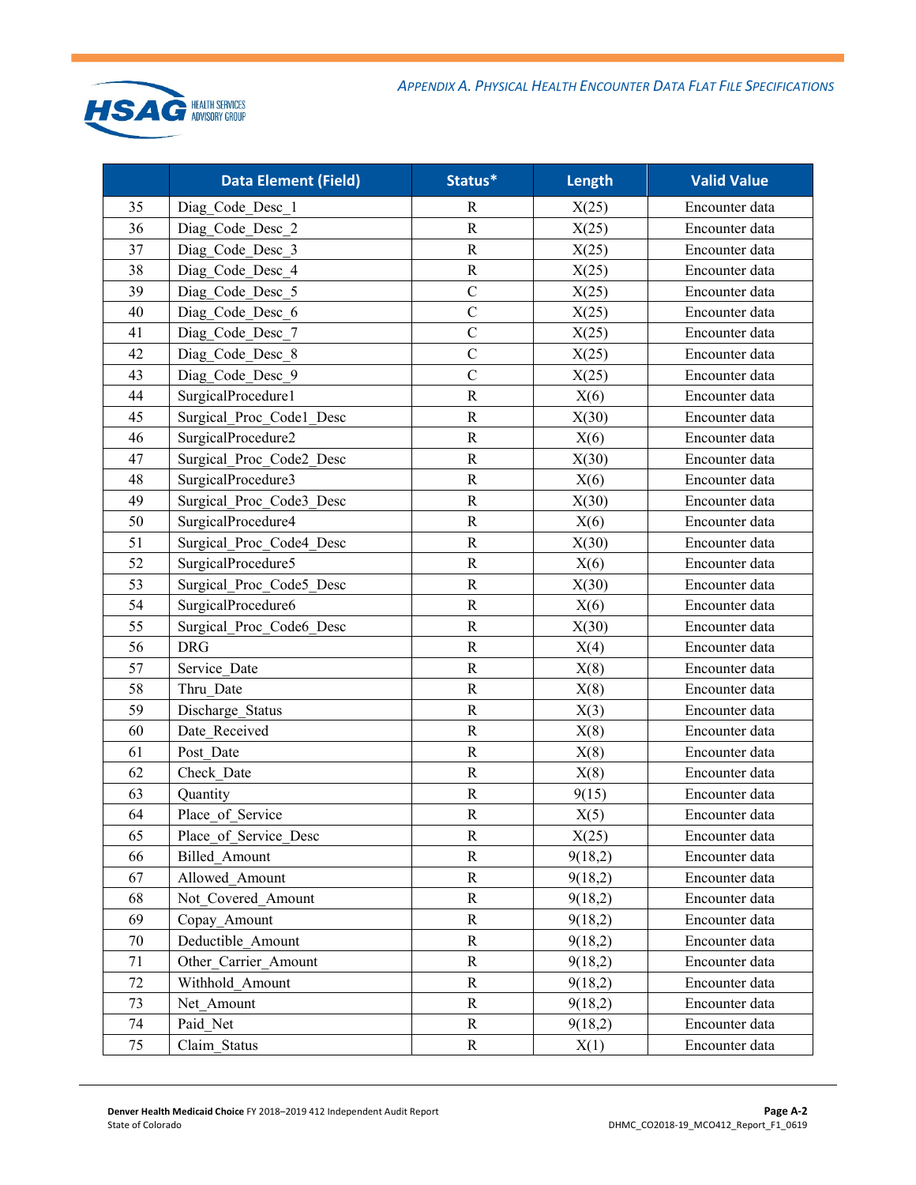| | Data Element (Field) | Status* | Length | Valid Value |
|---|---|---|---|---|
| 35 | Diag_Code_Desc_1 | R | X(25) | Encounter data |
| 36 | Diag_Code_Desc_2 | R | X(25) | Encounter data |
| 37 | Diag_Code_Desc_3 | R | X(25) | Encounter data |
| 38 | Diag_Code_Desc_4 | R | X(25) | Encounter data |
| 39 | Diag_Code_Desc_5 | C | X(25) | Encounter data |
| 40 | Diag_Code_Desc_6 | C | X(25) | Encounter data |
| 41 | Diag_Code_Desc_7 | C | X(25) | Encounter data |
| 42 | Diag_Code_Desc_8 | C | X(25) | Encounter data |
| 43 | Diag_Code_Desc_9 | C | X(25) | Encounter data |
| 44 | SurgicalProcedure1 | R | X(6) | Encounter data |
| 45 | Surgical_Proc_Code1_Desc | R | X(30) | Encounter data |
| 46 | SurgicalProcedure2 | R | X(6) | Encounter data |
| 47 | Surgical_Proc_Code2_Desc | R | X(30) | Encounter data |
| 48 | SurgicalProcedure3 | R | X(6) | Encounter data |
| 49 | Surgical_Proc_Code3_Desc | R | X(30) | Encounter data |
| 50 | SurgicalProcedure4 | R | X(6) | Encounter data |
| 51 | Surgical_Proc_Code4_Desc | R | X(30) | Encounter data |
| 52 | SurgicalProcedure5 | R | X(6) | Encounter data |
| 53 | Surgical_Proc_Code5_Desc | R | X(30) | Encounter data |
| 54 | SurgicalProcedure6 | R | X(6) | Encounter data |
| 55 | Surgical_Proc_Code6_Desc | R | X(30) | Encounter data |
| 56 | DRG | R | X(4) | Encounter data |
| 57 | Service_Date | R | X(8) | Encounter data |
| 58 | Thru_Date | R | X(8) | Encounter data |
| 59 | Discharge_Status | R | X(3) | Encounter data |
| 60 | Date_Received | R | X(8) | Encounter data |
| 61 | Post_Date | R | X(8) | Encounter data |
| 62 | Check_Date | R | X(8) | Encounter data |
| 63 | Quantity | R | 9(15) | Encounter data |
| 64 | Place_of_Service | R | X(5) | Encounter data |
| 65 | Place_of_Service_Desc | R | X(25) | Encounter data |
| 66 | Billed_Amount | R | 9(18,2) | Encounter data |
| 67 | Allowed_Amount | R | 9(18,2) | Encounter data |
| 68 | Not_Covered_Amount | R | 9(18,2) | Encounter data |
| 69 | Copay_Amount | R | 9(18,2) | Encounter data |
| 70 | Deductible_Amount | R | 9(18,2) | Encounter data |
| 71 | Other_Carrier_Amount | R | 9(18,2) | Encounter data |
| 72 | Withhold_Amount | R | 9(18,2) | Encounter data |
| 73 | Net_Amount | R | 9(18,2) | Encounter data |
| 74 | Paid_Net | R | 9(18,2) | Encounter data |
| 75 | Claim_Status | R | X(1) | Encounter data |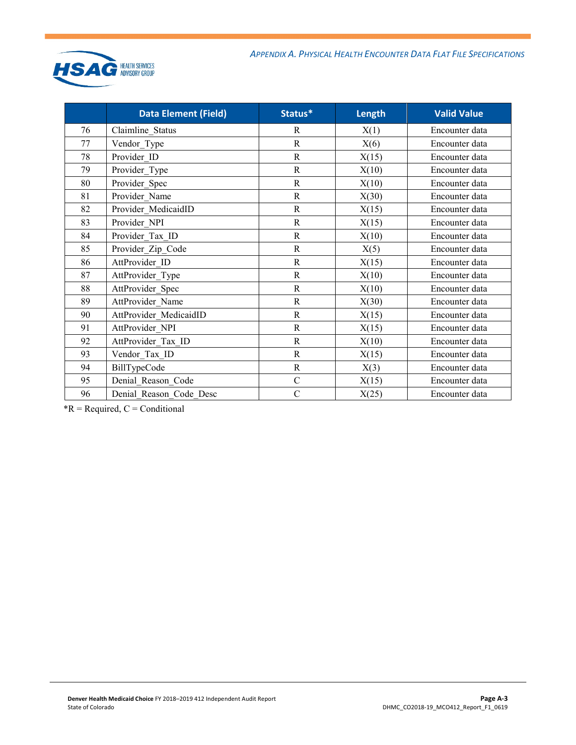| | Data Element (Field) | Status* | Length | Valid Value |
|---|---|---|---|---|
| 76 | Claimline_Status | R | X(1) | Encounter data |
| 77 | Vendor_Type | R | X(6) | Encounter data |
| 78 | Provider_ID | R | X(15) | Encounter data |
| 79 | Provider_Type | R | X(10) | Encounter data |
| 80 | Provider_Spec | R | X(10) | Encounter data |
| 81 | Provider_Name | R | X(30) | Encounter data |
| 82 | Provider_MedicaidID | R | X(15) | Encounter data |
| 83 | Provider_NPI | R | X(15) | Encounter data |
| 84 | Provider_Tax_ID | R | X(10) | Encounter data |
| 85 | Provider_Zip_Code | R | X(5) | Encounter data |
| 86 | AttProvider_ID | R | X(15) | Encounter data |
| 87 | AttProvider_Type | R | X(10) | Encounter data |
| 88 | AttProvider_Spec | R | X(10) | Encounter data |
| 89 | AttProvider_Name | R | X(30) | Encounter data |
| 90 | AttProvider_MedicaidID | R | X(15) | Encounter data |
| 91 | AttProvider_NPI | R | X(15) | Encounter data |
| 92 | AttProvider_Tax_ID | R | X(10) | Encounter data |
| 93 | Vendor_Tax_ID | R | X(15) | Encounter data |
| 94 | BillTypeCode | R | X(3) | Encounter data |
| 95 | Denial_Reason_Code | C | X(15) | Encounter data |
| 96 | Denial_Reason_Code_Desc | C | X(25) | Encounter data |

*R = Required, C = Conditional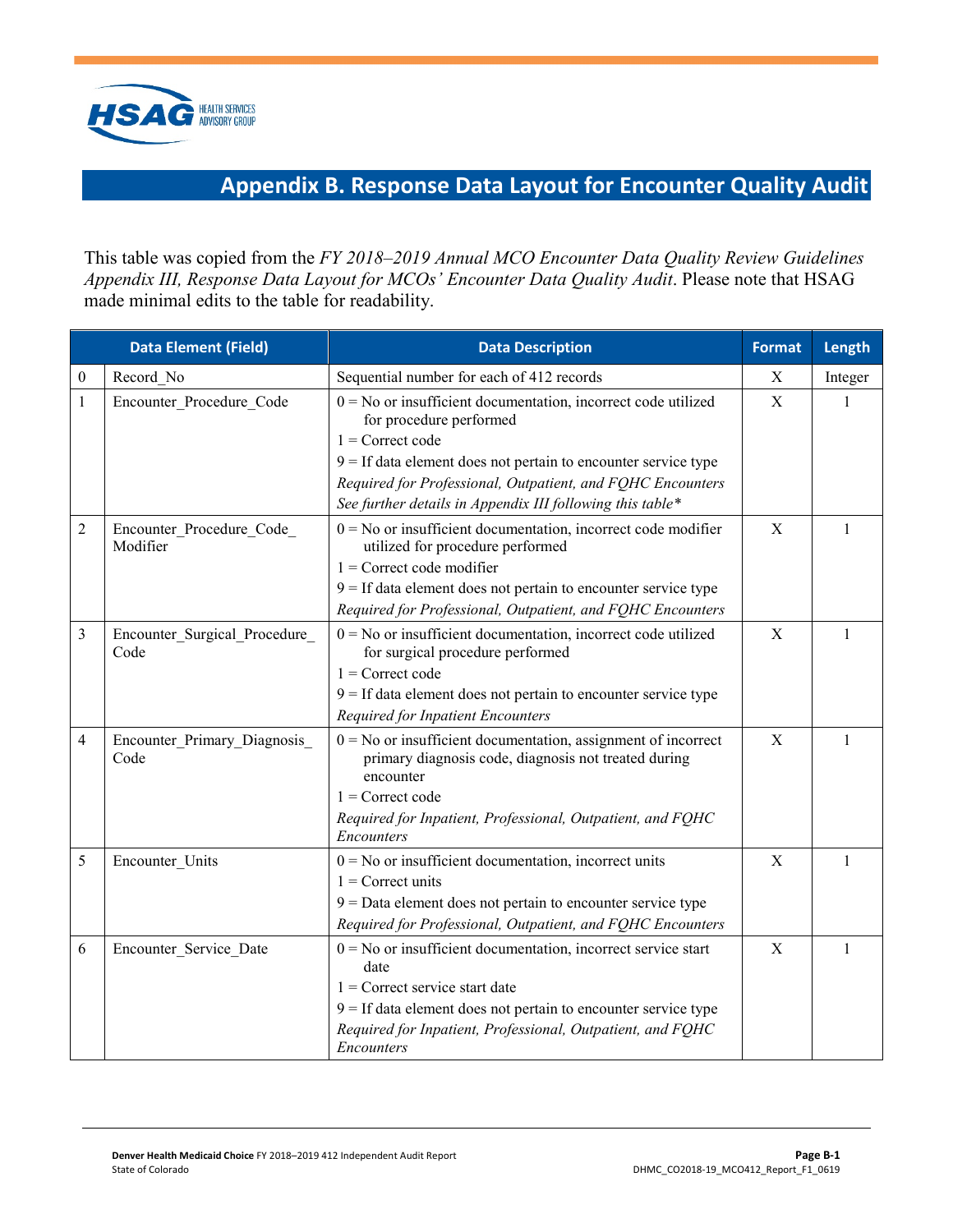# Appendix B. Response Data Layout for Encounter Quality Audit

This table was copied from the *FY 2018–2019 Annual MCO Encounter Data Quality Review Guidelines Appendix III, Response Data Layout for MCOs' Encounter Data Quality Audit*. Please note that HSAG made minimal edits to the table for readability.

| | Data Element (Field) | Data Description | Format | Length |
|---|---|---|---|---|
| 0 | Record_No | Sequential number for each of 412 records | X | Integer |
| 1 | Encounter_Procedure_Code | 0 = No or insufficient documentation, incorrect code utilized for procedure performed<br>1 = Correct code<br>9 = If data element does not pertain to encounter service type<br>*Required for Professional, Outpatient, and FQHC Encounters*<br>*See further details in Appendix III following this table\** | X | 1 |
| 2 | Encounter_Procedure_Code_ Modifier | 0 = No or insufficient documentation, incorrect code modifier utilized for procedure performed<br>1 = Correct code modifier<br>9 = If data element does not pertain to encounter service type<br>*Required for Professional, Outpatient, and FQHC Encounters* | X | 1 |
| 3 | Encounter_Surgical_Procedure_ Code | 0 = No or insufficient documentation, incorrect code utilized for surgical procedure performed<br>1 = Correct code<br>9 = If data element does not pertain to encounter service type<br>*Required for Inpatient Encounters* | X | 1 |
| 4 | Encounter_Primary_Diagnosis_ Code | 0 = No or insufficient documentation, assignment of incorrect primary diagnosis code, diagnosis not treated during encounter<br>1 = Correct code<br>*Required for Inpatient, Professional, Outpatient, and FQHC Encounters* | X | 1 |
| 5 | Encounter_Units | 0 = No or insufficient documentation, incorrect units<br>1 = Correct units<br>9 = Data element does not pertain to encounter service type<br>*Required for Professional, Outpatient, and FQHC Encounters* | X | 1 |
| 6 | Encounter_Service_Date | 0 = No or insufficient documentation, incorrect service start date<br>1 = Correct service start date<br>9 = If data element does not pertain to encounter service type<br>*Required for Inpatient, Professional, Outpatient, and FQHC Encounters* | X | 1 |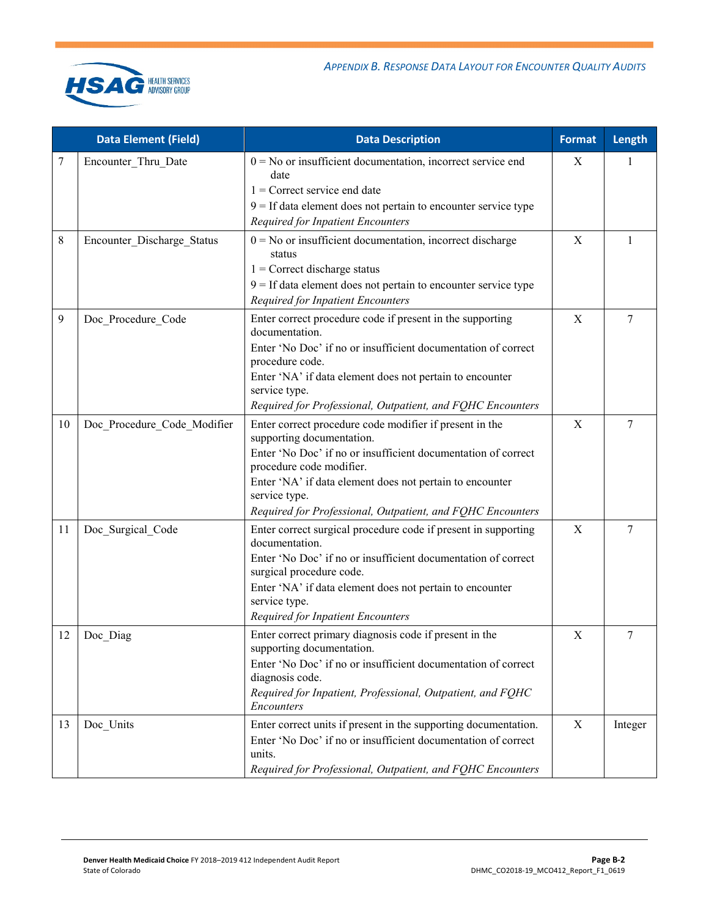| Data Element (Field) | | Data Description | Format | Length |
|---|---|---|---|---|
| 7 | Encounter_Thru_Date | 0 = No or insufficient documentation, incorrect service end date<br>1 = Correct service end date<br>9 = If data element does not pertain to encounter service type<br>*Required for Inpatient Encounters* | X | 1 |
| 8 | Encounter_Discharge_Status | 0 = No or insufficient documentation, incorrect discharge status<br>1 = Correct discharge status<br>9 = If data element does not pertain to encounter service type<br>*Required for Inpatient Encounters* | X | 1 |
| 9 | Doc_Procedure_Code | Enter correct procedure code if present in the supporting documentation.<br>Enter 'No Doc' if no or insufficient documentation of correct procedure code.<br>Enter 'NA' if data element does not pertain to encounter service type.<br>*Required for Professional, Outpatient, and FQHC Encounters* | X | 7 |
| 10 | Doc_Procedure_Code_Modifier | Enter correct procedure code modifier if present in the supporting documentation.<br>Enter 'No Doc' if no or insufficient documentation of correct procedure code modifier.<br>Enter 'NA' if data element does not pertain to encounter service type.<br>*Required for Professional, Outpatient, and FQHC Encounters* | X | 7 |
| 11 | Doc_Surgical_Code | Enter correct surgical procedure code if present in supporting documentation.<br>Enter 'No Doc' if no or insufficient documentation of correct surgical procedure code.<br>Enter 'NA' if data element does not pertain to encounter service type.<br>*Required for Inpatient Encounters* | X | 7 |
| 12 | Doc_Diag | Enter correct primary diagnosis code if present in the supporting documentation.<br>Enter 'No Doc' if no or insufficient documentation of correct diagnosis code.<br>*Required for Inpatient, Professional, Outpatient, and FQHC Encounters* | X | 7 |
| 13 | Doc_Units | Enter correct units if present in the supporting documentation.<br>Enter 'No Doc' if no or insufficient documentation of correct units.<br>*Required for Professional, Outpatient, and FQHC Encounters* | X | Integer |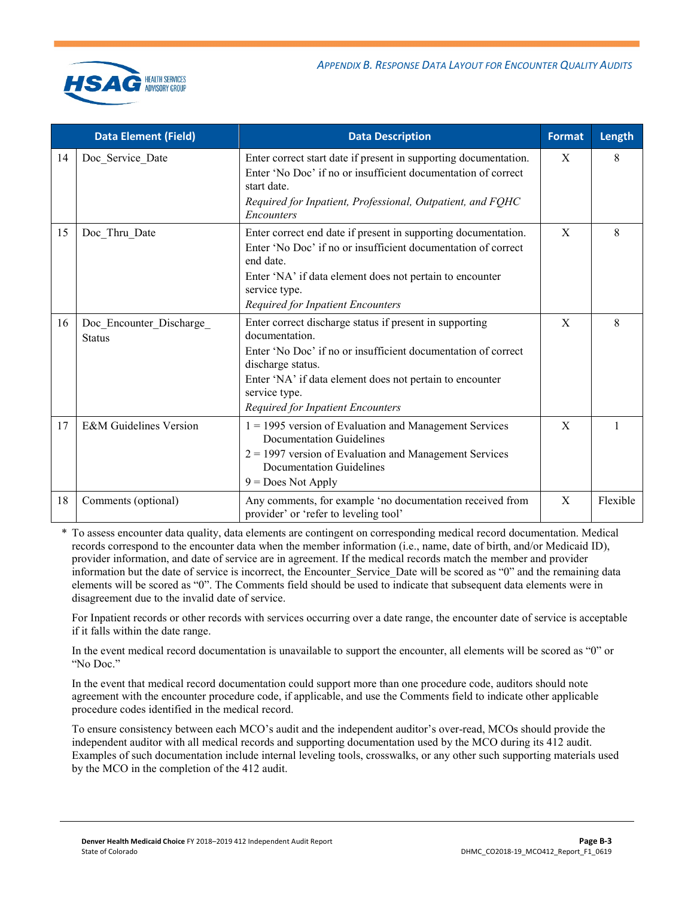| | Data Element (Field) | Data Description | Format | Length |
|---|---|---|---|---|
| 14 | Doc_Service_Date | Enter correct start date if present in supporting documentation.<br>Enter 'No Doc' if no or insufficient documentation of correct start date.<br>*Required for Inpatient, Professional, Outpatient, and FQHC Encounters* | X | 8 |
| 15 | Doc_Thru_Date | Enter correct end date if present in supporting documentation.<br>Enter 'No Doc' if no or insufficient documentation of correct end date.<br>Enter 'NA' if data element does not pertain to encounter service type.<br>*Required for Inpatient Encounters* | X | 8 |
| 16 | Doc_Encounter_Discharge_Status | Enter correct discharge status if present in supporting documentation.<br>Enter 'No Doc' if no or insufficient documentation of correct discharge status.<br>Enter 'NA' if data element does not pertain to encounter service type.<br>*Required for Inpatient Encounters* | X | 8 |
| 17 | E&M Guidelines Version | 1 = 1995 version of Evaluation and Management Services Documentation Guidelines<br>2 = 1997 version of Evaluation and Management Services Documentation Guidelines<br>9 = Does Not Apply | X | 1 |
| 18 | Comments (optional) | Any comments, for example 'no documentation received from provider' or 'refer to leveling tool' | X | Flexible |

* To assess encounter data quality, data elements are contingent on corresponding medical record documentation. Medical records correspond to the encounter data when the member information (i.e., name, date of birth, and/or Medicaid ID), provider information, and date of service are in agreement. If the medical records match the member and provider information but the date of service is incorrect, the Encounter_Service_Date will be scored as "0" and the remaining data elements will be scored as "0". The Comments field should be used to indicate that subsequent data elements were in disagreement due to the invalid date of service.

For Inpatient records or other records with services occurring over a date range, the encounter date of service is acceptable if it falls within the date range.

In the event medical record documentation is unavailable to support the encounter, all elements will be scored as "0" or "No Doc."

In the event that medical record documentation could support more than one procedure code, auditors should note agreement with the encounter procedure code, if applicable, and use the Comments field to indicate other applicable procedure codes identified in the medical record.

To ensure consistency between each MCO's audit and the independent auditor's over-read, MCOs should provide the independent auditor with all medical records and supporting documentation used by the MCO during its 412 audit. Examples of such documentation include internal leveling tools, crosswalks, or any other such supporting materials used by the MCO in the completion of the 412 audit.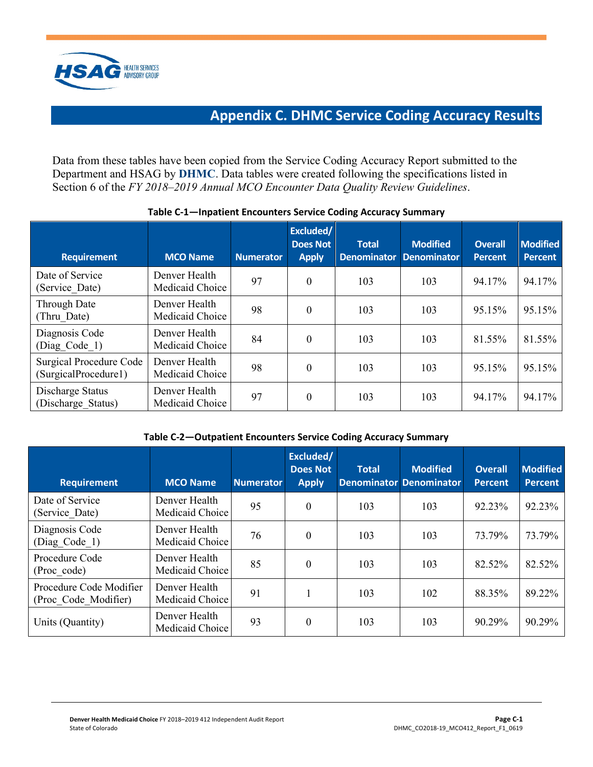## Appendix C. DHMC Service Coding Accuracy Results

Data from these tables have been copied from the Service Coding Accuracy Report submitted to the Department and HSAG by **DHMC**. Data tables were created following the specifications listed in Section 6 of the *FY 2018–2019 Annual MCO Encounter Data Quality Review Guidelines*.

**Table C-1—Inpatient Encounters Service Coding Accuracy Summary**

| Requirement | MCO Name | Numerator | Excluded/ Does Not Apply | Total Denominator | Modified Denominator | Overall Percent | Modified Percent |
|---|---|---|---|---|---|---|---|
| Date of Service (Service_Date) | Denver Health Medicaid Choice | 97 | 0 | 103 | 103 | 94.17% | 94.17% |
| Through Date (Thru_Date) | Denver Health Medicaid Choice | 98 | 0 | 103 | 103 | 95.15% | 95.15% |
| Diagnosis Code (Diag_Code_1) | Denver Health Medicaid Choice | 84 | 0 | 103 | 103 | 81.55% | 81.55% |
| Surgical Procedure Code (SurgicalProcedure1) | Denver Health Medicaid Choice | 98 | 0 | 103 | 103 | 95.15% | 95.15% |
| Discharge Status (Discharge_Status) | Denver Health Medicaid Choice | 97 | 0 | 103 | 103 | 94.17% | 94.17% |

**Table C-2—Outpatient Encounters Service Coding Accuracy Summary**

| Requirement | MCO Name | Numerator | Excluded/ Does Not Apply | Total Denominator | Modified Denominator | Overall Percent | Modified Percent |
|---|---|---|---|---|---|---|---|
| Date of Service (Service_Date) | Denver Health Medicaid Choice | 95 | 0 | 103 | 103 | 92.23% | 92.23% |
| Diagnosis Code (Diag_Code_1) | Denver Health Medicaid Choice | 76 | 0 | 103 | 103 | 73.79% | 73.79% |
| Procedure Code (Proc_code) | Denver Health Medicaid Choice | 85 | 0 | 103 | 103 | 82.52% | 82.52% |
| Procedure Code Modifier (Proc_Code_Modifier) | Denver Health Medicaid Choice | 91 | 1 | 103 | 102 | 88.35% | 89.22% |
| Units (Quantity) | Denver Health Medicaid Choice | 93 | 0 | 103 | 103 | 90.29% | 90.29% |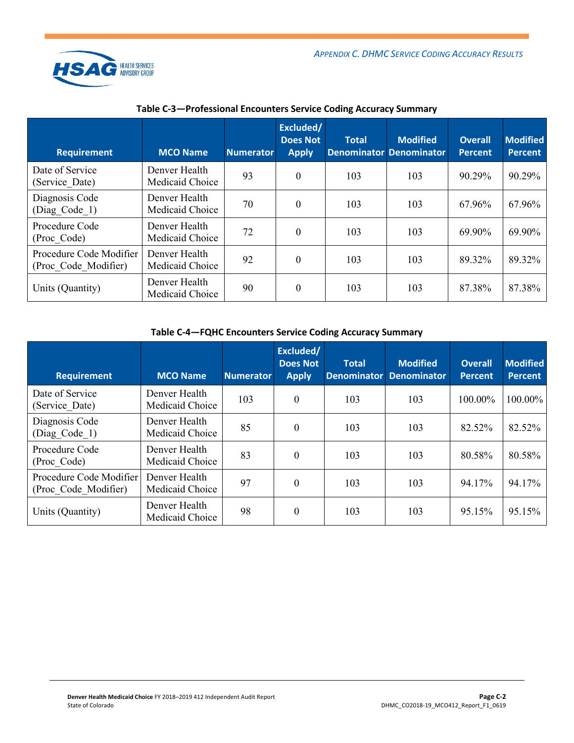**Table C-3—Professional Encounters Service Coding Accuracy Summary**

| Requirement | MCO Name | Numerator | Excluded/ Does Not Apply | Total Denominator | Modified Denominator | Overall Percent | Modified Percent |
|---|---|---|---|---|---|---|---|
| Date of Service (Service_Date) | Denver Health Medicaid Choice | 93 | 0 | 103 | 103 | 90.29% | 90.29% |
| Diagnosis Code (Diag_Code_1) | Denver Health Medicaid Choice | 70 | 0 | 103 | 103 | 67.96% | 67.96% |
| Procedure Code (Proc_Code) | Denver Health Medicaid Choice | 72 | 0 | 103 | 103 | 69.90% | 69.90% |
| Procedure Code Modifier (Proc_Code_Modifier) | Denver Health Medicaid Choice | 92 | 0 | 103 | 103 | 89.32% | 89.32% |
| Units (Quantity) | Denver Health Medicaid Choice | 90 | 0 | 103 | 103 | 87.38% | 87.38% |

**Table C-4—FQHC Encounters Service Coding Accuracy Summary**

| Requirement | MCO Name | Numerator | Excluded/ Does Not Apply | Total Denominator | Modified Denominator | Overall Percent | Modified Percent |
|---|---|---|---|---|---|---|---|
| Date of Service (Service_Date) | Denver Health Medicaid Choice | 103 | 0 | 103 | 103 | 100.00% | 100.00% |
| Diagnosis Code (Diag_Code_1) | Denver Health Medicaid Choice | 85 | 0 | 103 | 103 | 82.52% | 82.52% |
| Procedure Code (Proc_Code) | Denver Health Medicaid Choice | 83 | 0 | 103 | 103 | 80.58% | 80.58% |
| Procedure Code Modifier (Proc_Code_Modifier) | Denver Health Medicaid Choice | 97 | 0 | 103 | 103 | 94.17% | 94.17% |
| Units (Quantity) | Denver Health Medicaid Choice | 98 | 0 | 103 | 103 | 95.15% | 95.15% |